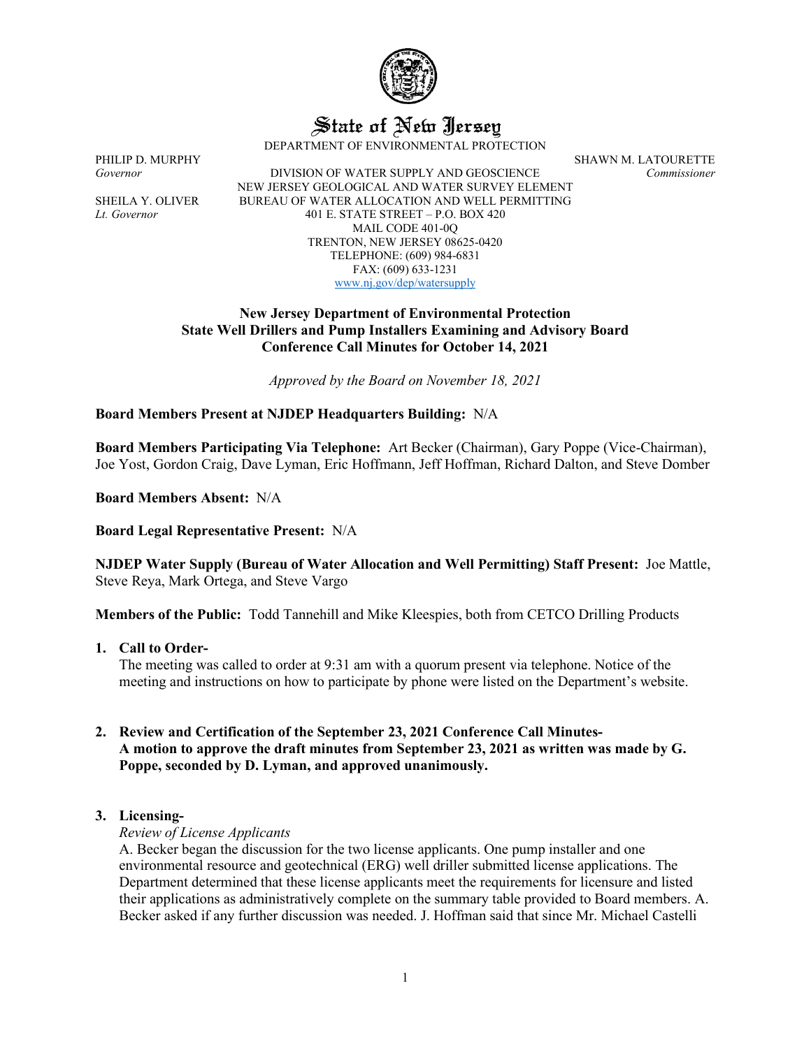# State of New Jersey

DEPARTMENT OF ENVIRONMENTAL PROTECTION

PHILIP D. MURPHY
*Governor*

SHEILA Y. OLIVER
*Lt. Governor*

DIVISION OF WATER SUPPLY AND GEOSCIENCE
NEW JERSEY GEOLOGICAL AND WATER SURVEY ELEMENT
BUREAU OF WATER ALLOCATION AND WELL PERMITTING
401 E. STATE STREET – P.O. BOX 420
MAIL CODE 401-0Q
TRENTON, NEW JERSEY 08625-0420
TELEPHONE: (609) 984-6831
FAX: (609) 633-1231
www.nj.gov/dep/watersupply

SHAWN M. LATOURETTE
*Commissioner*

**New Jersey Department of Environmental Protection**
**State Well Drillers and Pump Installers Examining and Advisory Board**
**Conference Call Minutes for October 14, 2021**

*Approved by the Board on November 18, 2021*

**Board Members Present at NJDEP Headquarters Building:** N/A

**Board Members Participating Via Telephone:** Art Becker (Chairman), Gary Poppe (Vice-Chairman), Joe Yost, Gordon Craig, Dave Lyman, Eric Hoffmann, Jeff Hoffman, Richard Dalton, and Steve Domber

**Board Members Absent:** N/A

**Board Legal Representative Present:** N/A

**NJDEP Water Supply (Bureau of Water Allocation and Well Permitting) Staff Present:** Joe Mattle, Steve Reya, Mark Ortega, and Steve Vargo

**Members of the Public:** Todd Tannehill and Mike Kleespies, both from CETCO Drilling Products

1. **Call to Order-**
   The meeting was called to order at 9:31 am with a quorum present via telephone. Notice of the meeting and instructions on how to participate by phone were listed on the Department's website.

2. **Review and Certification of the September 23, 2021 Conference Call Minutes-**
   **A motion to approve the draft minutes from September 23, 2021 as written was made by G. Poppe, seconded by D. Lyman, and approved unanimously.**

3. **Licensing-**
   *Review of License Applicants*
   A. Becker began the discussion for the two license applicants. One pump installer and one environmental resource and geotechnical (ERG) well driller submitted license applications. The Department determined that these license applicants meet the requirements for licensure and listed their applications as administratively complete on the summary table provided to Board members. A. Becker asked if any further discussion was needed. J. Hoffman said that since Mr. Michael Castelli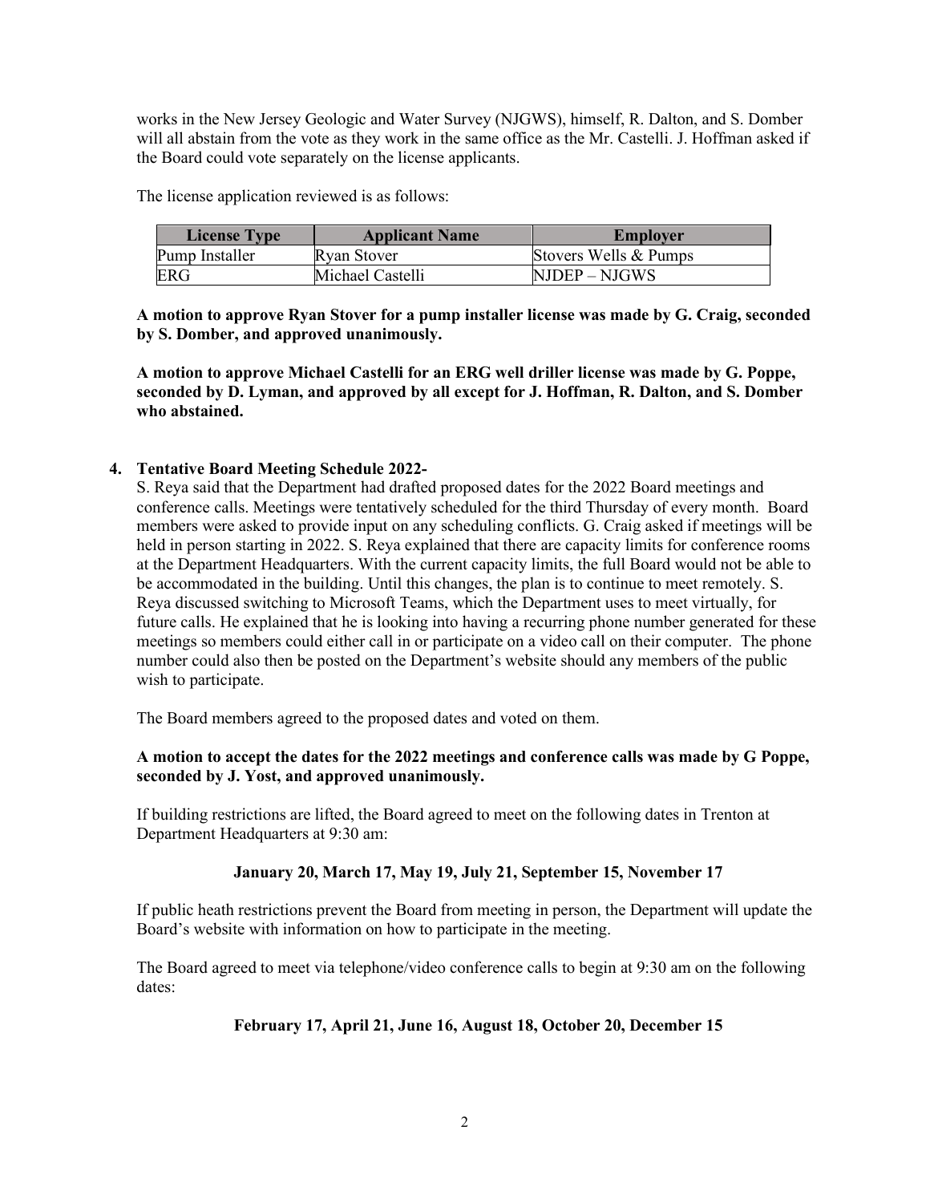works in the New Jersey Geologic and Water Survey (NJGWS), himself, R. Dalton, and S. Domber will all abstain from the vote as they work in the same office as the Mr. Castelli. J. Hoffman asked if the Board could vote separately on the license applicants.

The license application reviewed is as follows:

| License Type | Applicant Name | Employer |
|---|---|---|
| Pump Installer | Ryan Stover | Stovers Wells & Pumps |
| ERG | Michael Castelli | NJDEP – NJGWS |

**A motion to approve Ryan Stover for a pump installer license was made by G. Craig, seconded by S. Domber, and approved unanimously.**

**A motion to approve Michael Castelli for an ERG well driller license was made by G. Poppe, seconded by D. Lyman, and approved by all except for J. Hoffman, R. Dalton, and S. Domber who abstained.**

4. **Tentative Board Meeting Schedule 2022-**

S. Reya said that the Department had drafted proposed dates for the 2022 Board meetings and conference calls. Meetings were tentatively scheduled for the third Thursday of every month. Board members were asked to provide input on any scheduling conflicts. G. Craig asked if meetings will be held in person starting in 2022. S. Reya explained that there are capacity limits for conference rooms at the Department Headquarters. With the current capacity limits, the full Board would not be able to be accommodated in the building. Until this changes, the plan is to continue to meet remotely. S. Reya discussed switching to Microsoft Teams, which the Department uses to meet virtually, for future calls. He explained that he is looking into having a recurring phone number generated for these meetings so members could either call in or participate on a video call on their computer. The phone number could also then be posted on the Department's website should any members of the public wish to participate.

The Board members agreed to the proposed dates and voted on them.

**A motion to accept the dates for the 2022 meetings and conference calls was made by G Poppe, seconded by J. Yost, and approved unanimously.**

If building restrictions are lifted, the Board agreed to meet on the following dates in Trenton at Department Headquarters at 9:30 am:

**January 20, March 17, May 19, July 21, September 15, November 17**

If public heath restrictions prevent the Board from meeting in person, the Department will update the Board's website with information on how to participate in the meeting.

The Board agreed to meet via telephone/video conference calls to begin at 9:30 am on the following dates:

**February 17, April 21, June 16, August 18, October 20, December 15**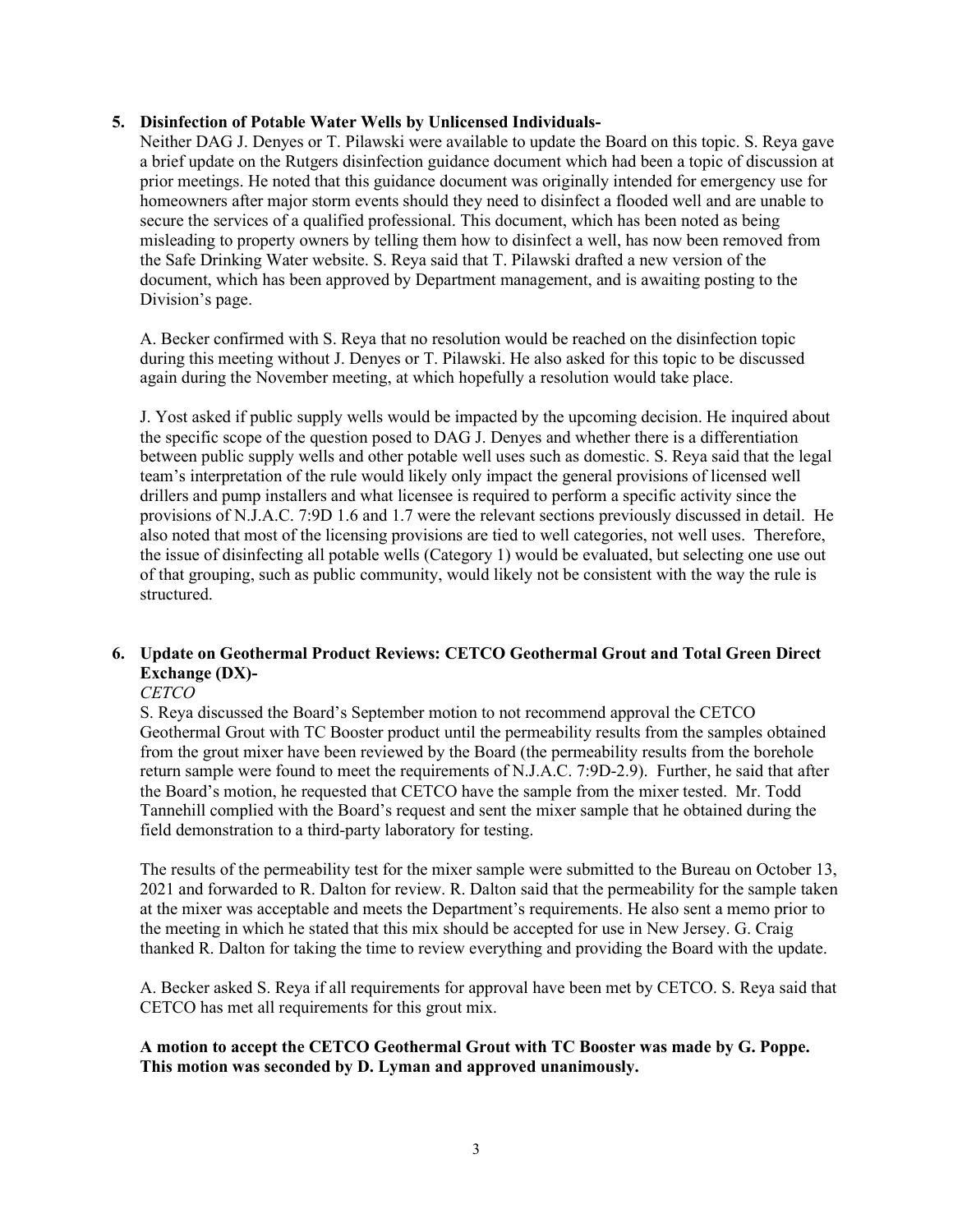**5. Disinfection of Potable Water Wells by Unlicensed Individuals-**

Neither DAG J. Denyes or T. Pilawski were available to update the Board on this topic. S. Reya gave a brief update on the Rutgers disinfection guidance document which had been a topic of discussion at prior meetings. He noted that this guidance document was originally intended for emergency use for homeowners after major storm events should they need to disinfect a flooded well and are unable to secure the services of a qualified professional. This document, which has been noted as being misleading to property owners by telling them how to disinfect a well, has now been removed from the Safe Drinking Water website. S. Reya said that T. Pilawski drafted a new version of the document, which has been approved by Department management, and is awaiting posting to the Division's page.

A. Becker confirmed with S. Reya that no resolution would be reached on the disinfection topic during this meeting without J. Denyes or T. Pilawski. He also asked for this topic to be discussed again during the November meeting, at which hopefully a resolution would take place.

J. Yost asked if public supply wells would be impacted by the upcoming decision. He inquired about the specific scope of the question posed to DAG J. Denyes and whether there is a differentiation between public supply wells and other potable well uses such as domestic. S. Reya said that the legal team's interpretation of the rule would likely only impact the general provisions of licensed well drillers and pump installers and what licensee is required to perform a specific activity since the provisions of N.J.A.C. 7:9D 1.6 and 1.7 were the relevant sections previously discussed in detail. He also noted that most of the licensing provisions are tied to well categories, not well uses. Therefore, the issue of disinfecting all potable wells (Category 1) would be evaluated, but selecting one use out of that grouping, such as public community, would likely not be consistent with the way the rule is structured.

**6. Update on Geothermal Product Reviews: CETCO Geothermal Grout and Total Green Direct Exchange (DX)-**

*CETCO*

S. Reya discussed the Board's September motion to not recommend approval the CETCO Geothermal Grout with TC Booster product until the permeability results from the samples obtained from the grout mixer have been reviewed by the Board (the permeability results from the borehole return sample were found to meet the requirements of N.J.A.C. 7:9D-2.9). Further, he said that after the Board's motion, he requested that CETCO have the sample from the mixer tested. Mr. Todd Tannehill complied with the Board's request and sent the mixer sample that he obtained during the field demonstration to a third-party laboratory for testing.

The results of the permeability test for the mixer sample were submitted to the Bureau on October 13, 2021 and forwarded to R. Dalton for review. R. Dalton said that the permeability for the sample taken at the mixer was acceptable and meets the Department's requirements. He also sent a memo prior to the meeting in which he stated that this mix should be accepted for use in New Jersey. G. Craig thanked R. Dalton for taking the time to review everything and providing the Board with the update.

A. Becker asked S. Reya if all requirements for approval have been met by CETCO. S. Reya said that CETCO has met all requirements for this grout mix.

**A motion to accept the CETCO Geothermal Grout with TC Booster was made by G. Poppe. This motion was seconded by D. Lyman and approved unanimously.**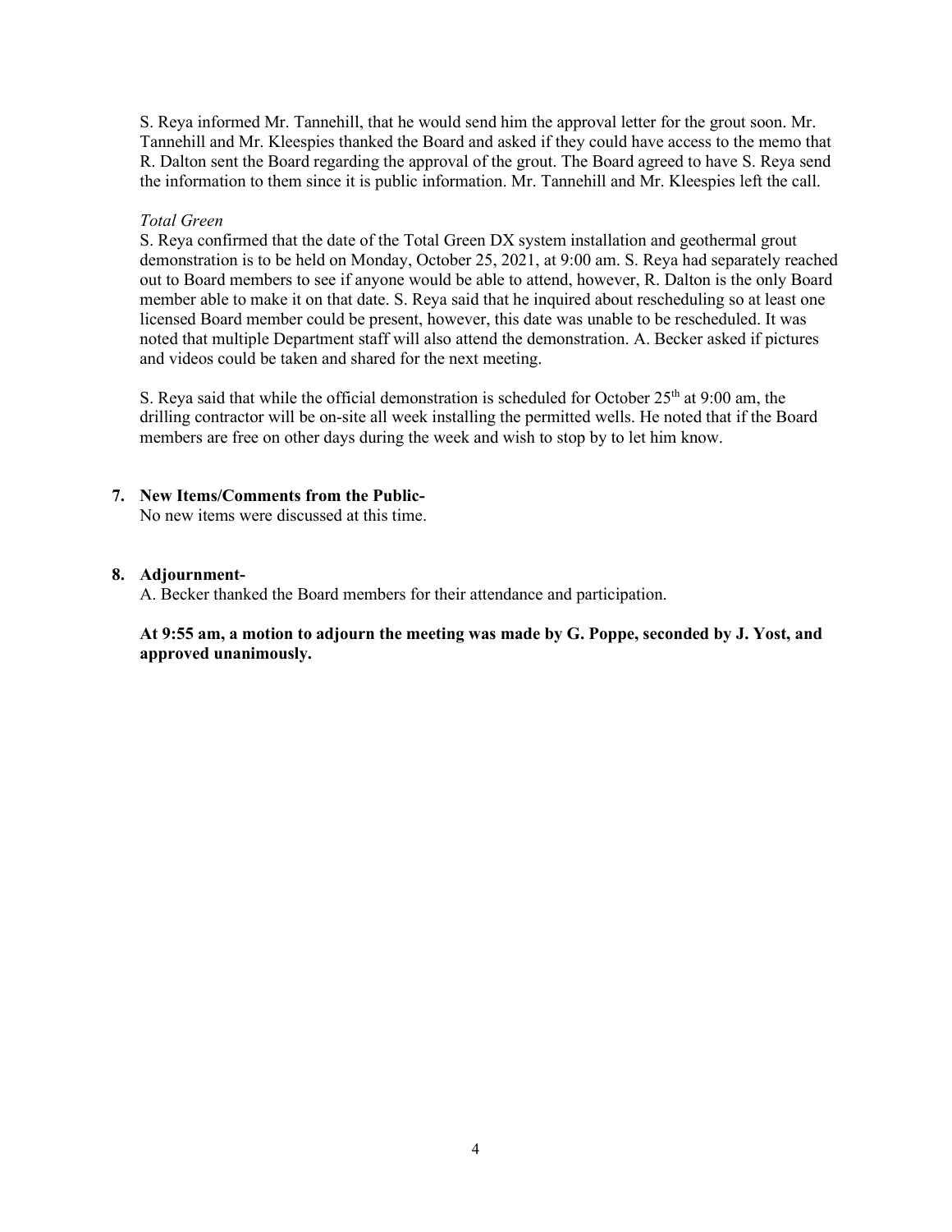S. Reya informed Mr. Tannehill, that he would send him the approval letter for the grout soon. Mr. Tannehill and Mr. Kleespies thanked the Board and asked if they could have access to the memo that R. Dalton sent the Board regarding the approval of the grout. The Board agreed to have S. Reya send the information to them since it is public information. Mr. Tannehill and Mr. Kleespies left the call.

*Total Green*

S. Reya confirmed that the date of the Total Green DX system installation and geothermal grout demonstration is to be held on Monday, October 25, 2021, at 9:00 am. S. Reya had separately reached out to Board members to see if anyone would be able to attend, however, R. Dalton is the only Board member able to make it on that date. S. Reya said that he inquired about rescheduling so at least one licensed Board member could be present, however, this date was unable to be rescheduled. It was noted that multiple Department staff will also attend the demonstration. A. Becker asked if pictures and videos could be taken and shared for the next meeting.

S. Reya said that while the official demonstration is scheduled for October 25th at 9:00 am, the drilling contractor will be on-site all week installing the permitted wells. He noted that if the Board members are free on other days during the week and wish to stop by to let him know.

**7. New Items/Comments from the Public-**

No new items were discussed at this time.

**8. Adjournment-**

A. Becker thanked the Board members for their attendance and participation.

**At 9:55 am, a motion to adjourn the meeting was made by G. Poppe, seconded by J. Yost, and approved unanimously.**